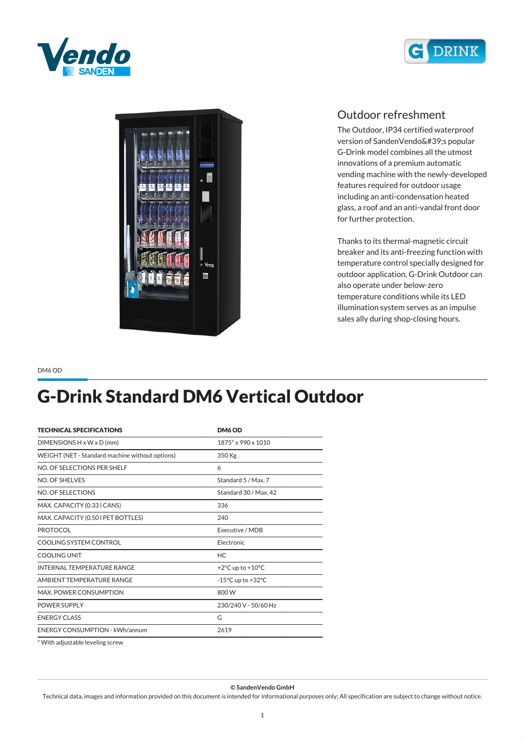## Outdoor refreshment

The Outdoor, IP34 certified waterproof version of SandenVendo&#39;s popular G-Drink model combines all the utmost innovations of a premium automatic vending machine with the newly-developed features required for outdoor usage including an anti-condensation heated glass, a roof and an anti-vandal front door for further protection.

Thanks to its thermal-magnetic circuit breaker and its anti-freezing function with temperature control specially designed for outdoor application, G-Drink Outdoor can also operate under below-zero temperature conditions while its LED illumination system serves as an impulse sales ally during shop-closing hours.

DM6 OD

# G-Drink Standard DM6 Vertical Outdoor

| TECHNICAL SPECIFICATIONS | DM6 OD |
|---|---|
| DIMENSIONS H x W x D (mm) | 1875* x 990 x 1010 |
| WEIGHT (NET - Standard machine without options) | 350 Kg |
| NO. OF SELECTIONS PER SHELF | 6 |
| NO. OF SHELVES | Standard 5 / Max. 7 |
| NO. OF SELECTIONS | Standard 30 / Max. 42 |
| MAX. CAPACITY (0.33 l CANS) | 336 |
| MAX. CAPACITY (0.50 l PET BOTTLES) | 240 |
| PROTOCOL | Executive / MDB |
| COOLING SYSTEM CONTROL | Electronic |
| COOLING UNIT | HC |
| INTERNAL TEMPERATURE RANGE | +2°C up to +10°C |
| AMBIENT TEMPERATURE RANGE | -15°C up to +32°C |
| MAX. POWER CONSUMPTION | 800 W |
| POWER SUPPLY | 230/240 V - 50/60 Hz |
| ENERGY CLASS | G |
| ENERGY CONSUMPTION - kWh/annum | 2619 |

* With adjustable leveling screw

**© SandenVendo GmbH**

Technical data, images and information provided on this document is intended for informational purposes only; All specification are subject to change without notice.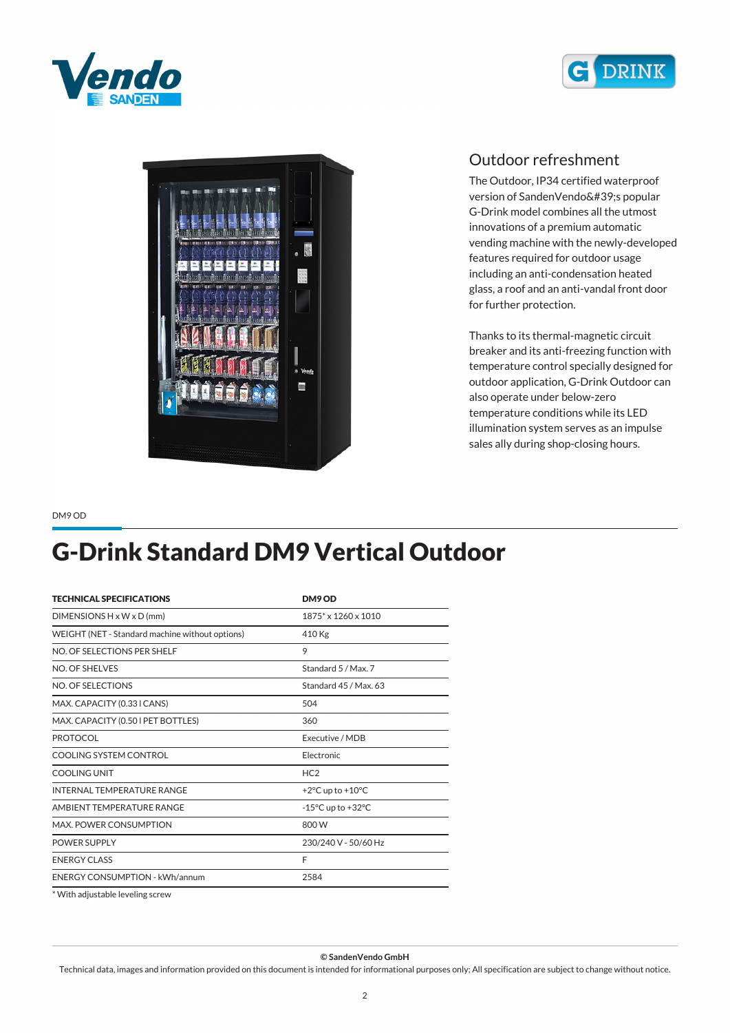## Outdoor refreshment

The Outdoor, IP34 certified waterproof version of SandenVendo&#39;s popular G-Drink model combines all the utmost innovations of a premium automatic vending machine with the newly-developed features required for outdoor usage including an anti-condensation heated glass, a roof and an anti-vandal front door for further protection.

Thanks to its thermal-magnetic circuit breaker and its anti-freezing function with temperature control specially designed for outdoor application, G-Drink Outdoor can also operate under below-zero temperature conditions while its LED illumination system serves as an impulse sales ally during shop-closing hours.

DM9 OD

# G-Drink Standard DM9 Vertical Outdoor

| TECHNICAL SPECIFICATIONS | DM9 OD |
|---|---|
| DIMENSIONS H x W x D (mm) | 1875* x 1260 x 1010 |
| WEIGHT (NET - Standard machine without options) | 410 Kg |
| NO. OF SELECTIONS PER SHELF | 9 |
| NO. OF SHELVES | Standard 5 / Max. 7 |
| NO. OF SELECTIONS | Standard 45 / Max. 63 |
| MAX. CAPACITY (0.33 l CANS) | 504 |
| MAX. CAPACITY (0.50 l PET BOTTLES) | 360 |
| PROTOCOL | Executive / MDB |
| COOLING SYSTEM CONTROL | Electronic |
| COOLING UNIT | HC2 |
| INTERNAL TEMPERATURE RANGE | +2°C up to +10°C |
| AMBIENT TEMPERATURE RANGE | -15°C up to +32°C |
| MAX. POWER CONSUMPTION | 800 W |
| POWER SUPPLY | 230/240 V - 50/60 Hz |
| ENERGY CLASS | F |
| ENERGY CONSUMPTION - kWh/annum | 2584 |

* With adjustable leveling screw

**© SandenVendo GmbH**

Technical data, images and information provided on this document is intended for informational purposes only; All specification are subject to change without notice.